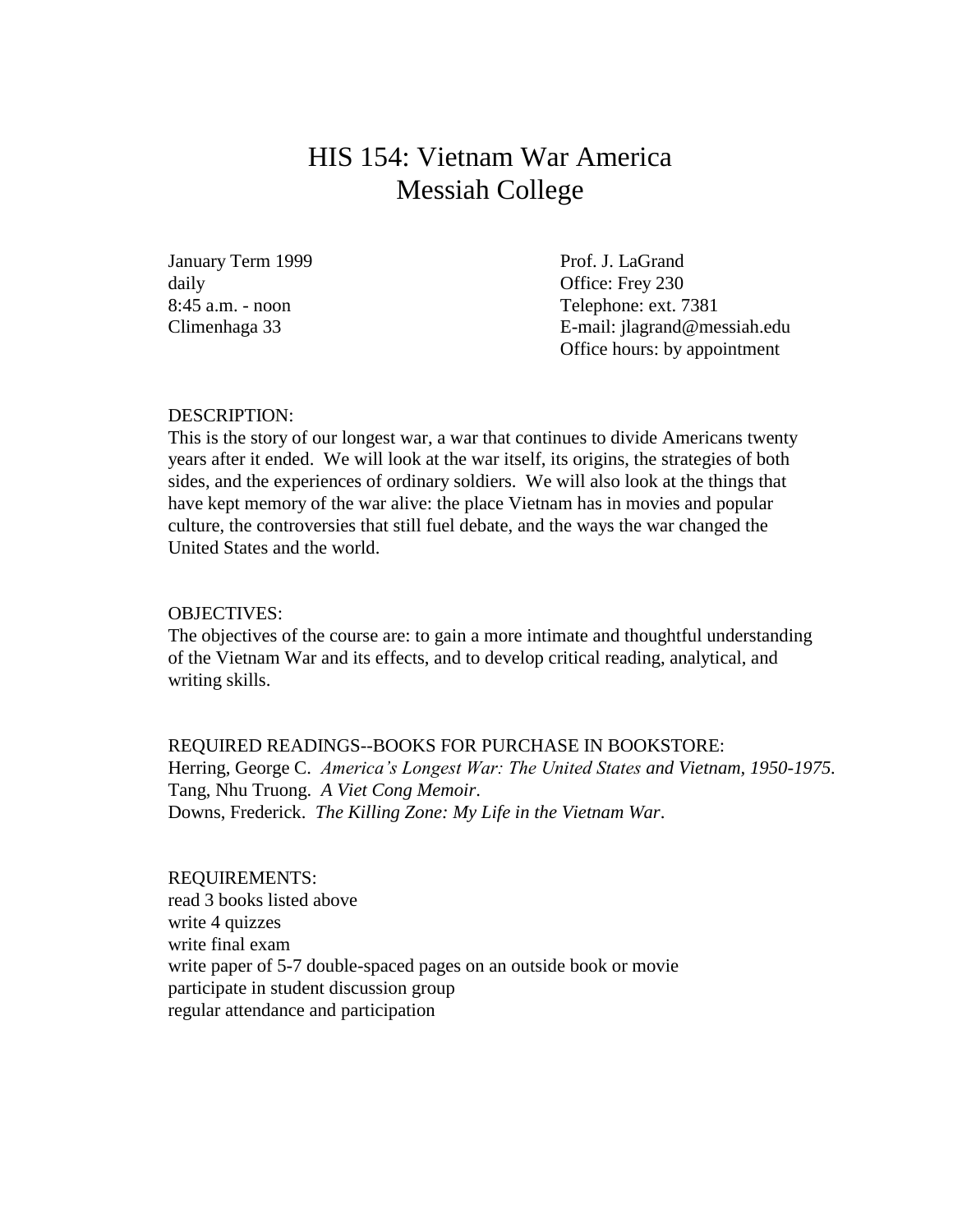# HIS 154: Vietnam War America
# Messiah College

January Term 1999
daily
8:45 a.m. - noon
Climenhaga 33

Prof. J. LaGrand
Office: Frey 230
Telephone: ext. 7381
E-mail: jlagrand@messiah.edu
Office hours: by appointment

DESCRIPTION:
This is the story of our longest war, a war that continues to divide Americans twenty years after it ended. We will look at the war itself, its origins, the strategies of both sides, and the experiences of ordinary soldiers. We will also look at the things that have kept memory of the war alive: the place Vietnam has in movies and popular culture, the controversies that still fuel debate, and the ways the war changed the United States and the world.

OBJECTIVES:
The objectives of the course are: to gain a more intimate and thoughtful understanding of the Vietnam War and its effects, and to develop critical reading, analytical, and writing skills.

REQUIRED READINGS--BOOKS FOR PURCHASE IN BOOKSTORE:
Herring, George C. *America's Longest War: The United States and Vietnam, 1950-1975.*
Tang, Nhu Truong. *A Viet Cong Memoir*.
Downs, Frederick. *The Killing Zone: My Life in the Vietnam War*.

REQUIREMENTS:
read 3 books listed above
write 4 quizzes
write final exam
write paper of 5-7 double-spaced pages on an outside book or movie
participate in student discussion group
regular attendance and participation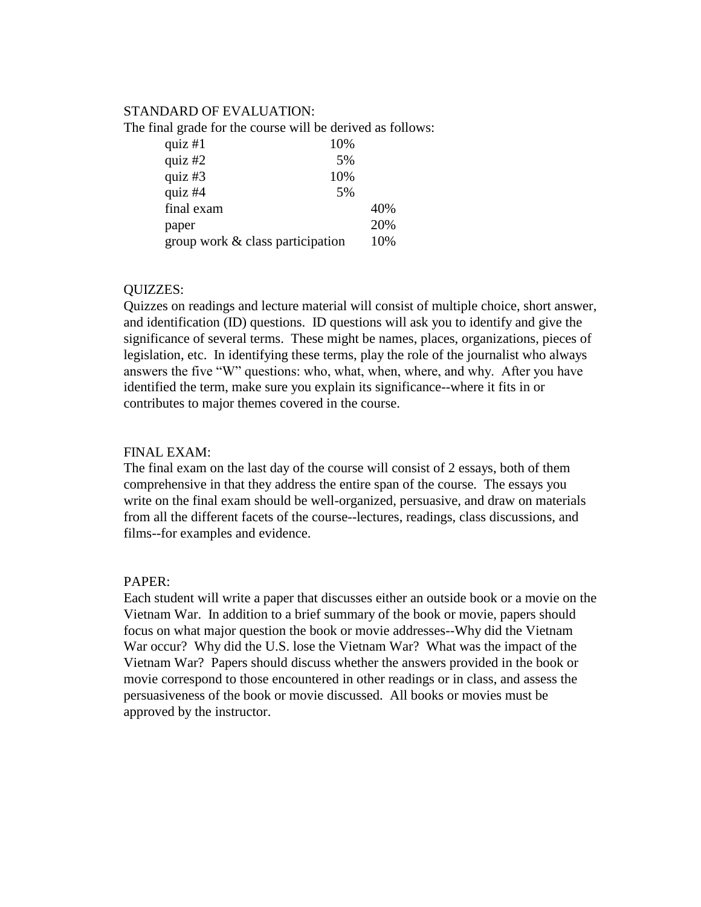STANDARD OF EVALUATION:

The final grade for the course will be derived as follows:

| | | |
|---|---|---|
| quiz #1 | 10% | |
| quiz #2 | 5% | |
| quiz #3 | 10% | |
| quiz #4 | 5% | |
| final exam | | 40% |
| paper | | 20% |
| group work & class participation | | 10% |

QUIZZES:

Quizzes on readings and lecture material will consist of multiple choice, short answer, and identification (ID) questions. ID questions will ask you to identify and give the significance of several terms. These might be names, places, organizations, pieces of legislation, etc. In identifying these terms, play the role of the journalist who always answers the five "W" questions: who, what, when, where, and why. After you have identified the term, make sure you explain its significance--where it fits in or contributes to major themes covered in the course.

FINAL EXAM:

The final exam on the last day of the course will consist of 2 essays, both of them comprehensive in that they address the entire span of the course. The essays you write on the final exam should be well-organized, persuasive, and draw on materials from all the different facets of the course--lectures, readings, class discussions, and films--for examples and evidence.

PAPER:

Each student will write a paper that discusses either an outside book or a movie on the Vietnam War. In addition to a brief summary of the book or movie, papers should focus on what major question the book or movie addresses--Why did the Vietnam War occur? Why did the U.S. lose the Vietnam War? What was the impact of the Vietnam War? Papers should discuss whether the answers provided in the book or movie correspond to those encountered in other readings or in class, and assess the persuasiveness of the book or movie discussed. All books or movies must be approved by the instructor.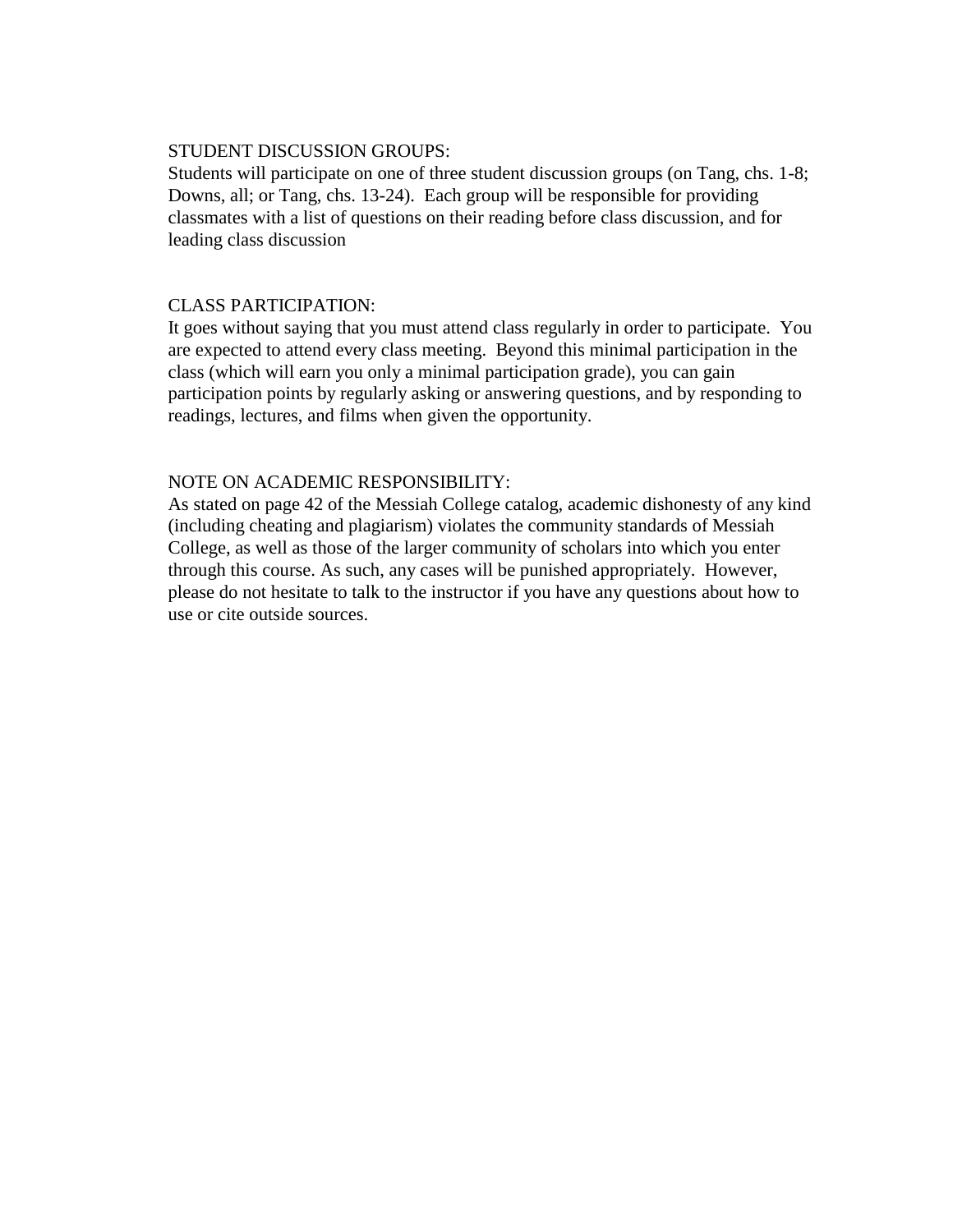## STUDENT DISCUSSION GROUPS:

Students will participate on one of three student discussion groups (on Tang, chs. 1-8; Downs, all; or Tang, chs. 13-24). Each group will be responsible for providing classmates with a list of questions on their reading before class discussion, and for leading class discussion

## CLASS PARTICIPATION:

It goes without saying that you must attend class regularly in order to participate. You are expected to attend every class meeting. Beyond this minimal participation in the class (which will earn you only a minimal participation grade), you can gain participation points by regularly asking or answering questions, and by responding to readings, lectures, and films when given the opportunity.

## NOTE ON ACADEMIC RESPONSIBILITY:

As stated on page 42 of the Messiah College catalog, academic dishonesty of any kind (including cheating and plagiarism) violates the community standards of Messiah College, as well as those of the larger community of scholars into which you enter through this course. As such, any cases will be punished appropriately. However, please do not hesitate to talk to the instructor if you have any questions about how to use or cite outside sources.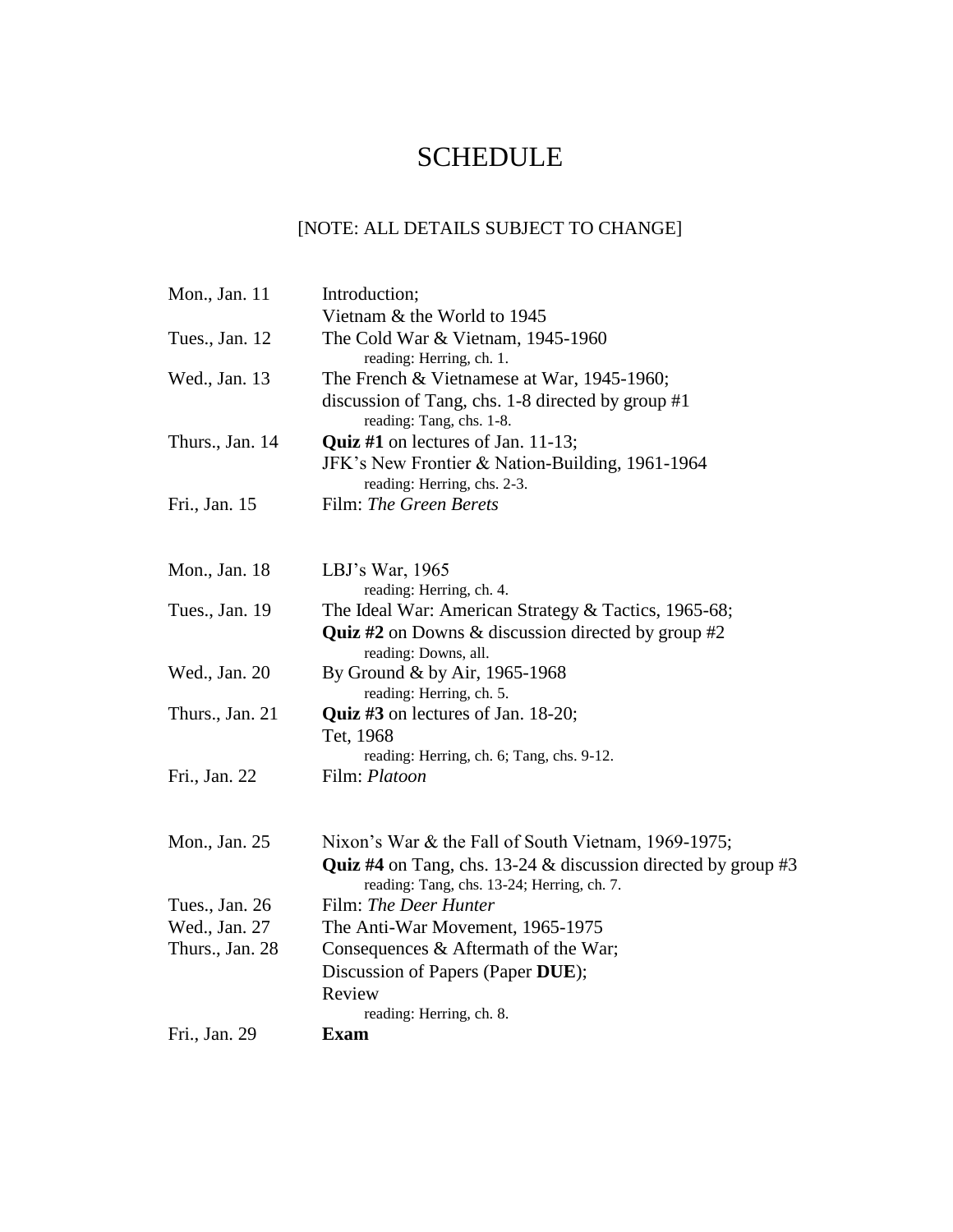# SCHEDULE

[NOTE: ALL DETAILS SUBJECT TO CHANGE]

| | |
|---|---|
| Mon., Jan. 11 | Introduction;<br>Vietnam & the World to 1945 |
| Tues., Jan. 12 | The Cold War & Vietnam, 1945-1960<br>reading: Herring, ch. 1. |
| Wed., Jan. 13 | The French & Vietnamese at War, 1945-1960;<br>discussion of Tang, chs. 1-8 directed by group #1<br>reading: Tang, chs. 1-8. |
| Thurs., Jan. 14 | **Quiz #1** on lectures of Jan. 11-13;<br>JFK's New Frontier & Nation-Building, 1961-1964<br>reading: Herring, chs. 2-3. |
| Fri., Jan. 15 | Film: *The Green Berets* |
| | |
| Mon., Jan. 18 | LBJ's War, 1965<br>reading: Herring, ch. 4. |
| Tues., Jan. 19 | The Ideal War: American Strategy & Tactics, 1965-68;<br>**Quiz #2** on Downs & discussion directed by group #2<br>reading: Downs, all. |
| Wed., Jan. 20 | By Ground & by Air, 1965-1968<br>reading: Herring, ch. 5. |
| Thurs., Jan. 21 | **Quiz #3** on lectures of Jan. 18-20;<br>Tet, 1968<br>reading: Herring, ch. 6; Tang, chs. 9-12. |
| Fri., Jan. 22 | Film: *Platoon* |
| | |
| Mon., Jan. 25 | Nixon's War & the Fall of South Vietnam, 1969-1975;<br>**Quiz #4** on Tang, chs. 13-24 & discussion directed by group #3<br>reading: Tang, chs. 13-24; Herring, ch. 7. |
| Tues., Jan. 26 | Film: *The Deer Hunter* |
| Wed., Jan. 27 | The Anti-War Movement, 1965-1975 |
| Thurs., Jan. 28 | Consequences & Aftermath of the War;<br>Discussion of Papers (Paper **DUE**);<br>Review<br>reading: Herring, ch. 8. |
| Fri., Jan. 29 | **Exam** |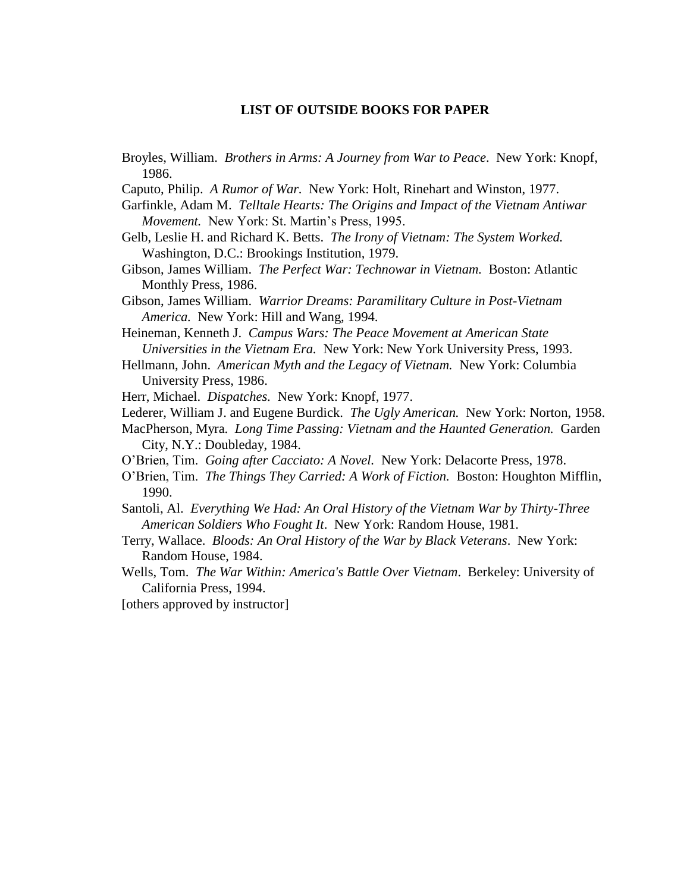## LIST OF OUTSIDE BOOKS FOR PAPER

Broyles, William. *Brothers in Arms: A Journey from War to Peace*. New York: Knopf, 1986.

Caputo, Philip. *A Rumor of War*. New York: Holt, Rinehart and Winston, 1977.

Garfinkle, Adam M. *Telltale Hearts: The Origins and Impact of the Vietnam Antiwar Movement.* New York: St. Martin's Press, 1995.

Gelb, Leslie H. and Richard K. Betts. *The Irony of Vietnam: The System Worked.* Washington, D.C.: Brookings Institution, 1979.

Gibson, James William. *The Perfect War: Technowar in Vietnam.* Boston: Atlantic Monthly Press, 1986.

Gibson, James William. *Warrior Dreams: Paramilitary Culture in Post-Vietnam America.* New York: Hill and Wang, 1994.

Heineman, Kenneth J. *Campus Wars: The Peace Movement at American State Universities in the Vietnam Era.* New York: New York University Press, 1993.

Hellmann, John. *American Myth and the Legacy of Vietnam.* New York: Columbia University Press, 1986.

Herr, Michael. *Dispatches.* New York: Knopf, 1977.

Lederer, William J. and Eugene Burdick. *The Ugly American.* New York: Norton, 1958.

MacPherson, Myra. *Long Time Passing: Vietnam and the Haunted Generation.* Garden City, N.Y.: Doubleday, 1984.

O'Brien, Tim. *Going after Cacciato: A Novel.* New York: Delacorte Press, 1978.

O'Brien, Tim. *The Things They Carried: A Work of Fiction.* Boston: Houghton Mifflin, 1990.

Santoli, Al. *Everything We Had: An Oral History of the Vietnam War by Thirty-Three American Soldiers Who Fought It*. New York: Random House, 1981.

Terry, Wallace. *Bloods: An Oral History of the War by Black Veterans*. New York: Random House, 1984.

Wells, Tom. *The War Within: America's Battle Over Vietnam*. Berkeley: University of California Press, 1994.

[others approved by instructor]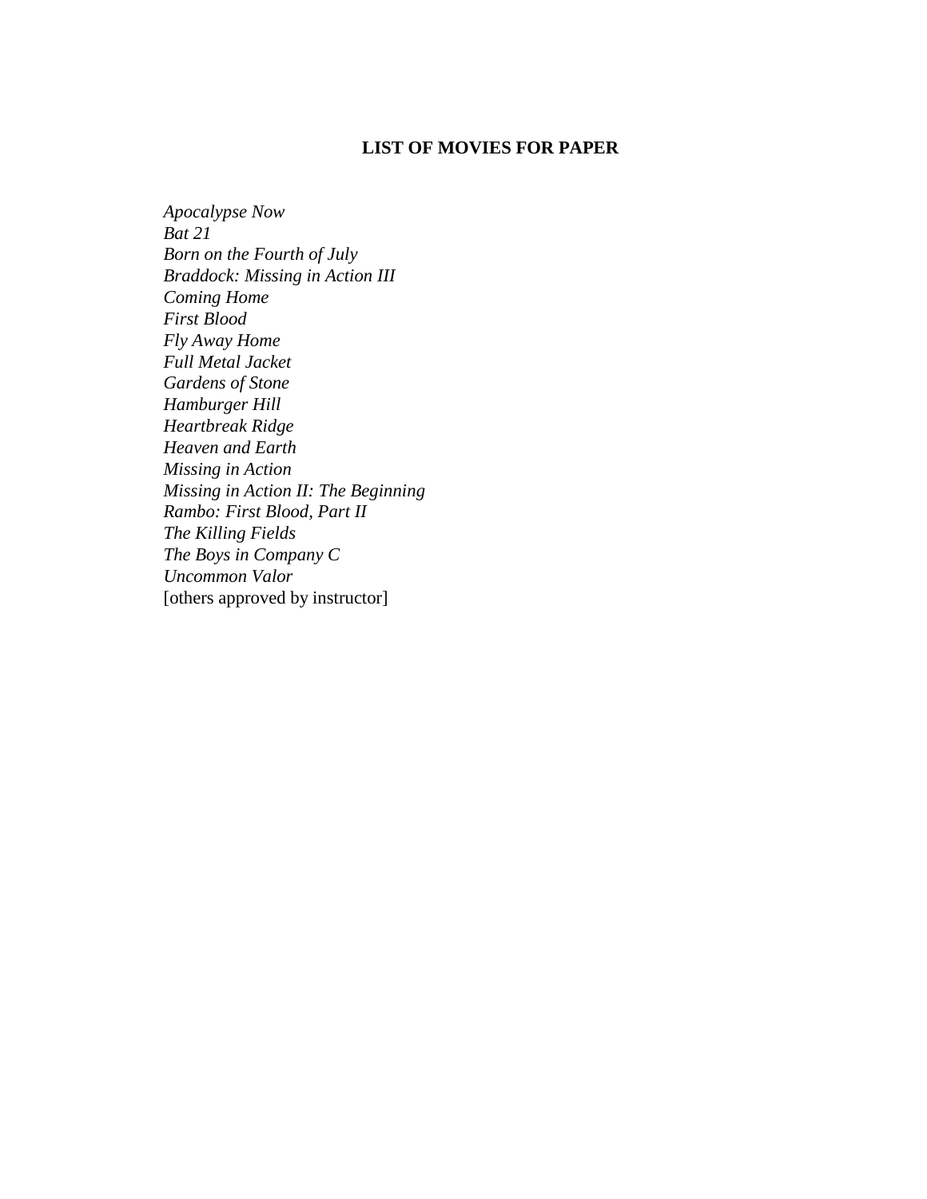# LIST OF MOVIES FOR PAPER

*Apocalypse Now*
*Bat 21*
*Born on the Fourth of July*
*Braddock: Missing in Action III*
*Coming Home*
*First Blood*
*Fly Away Home*
*Full Metal Jacket*
*Gardens of Stone*
*Hamburger Hill*
*Heartbreak Ridge*
*Heaven and Earth*
*Missing in Action*
*Missing in Action II: The Beginning*
*Rambo: First Blood, Part II*
*The Killing Fields*
*The Boys in Company C*
*Uncommon Valor*
[others approved by instructor]